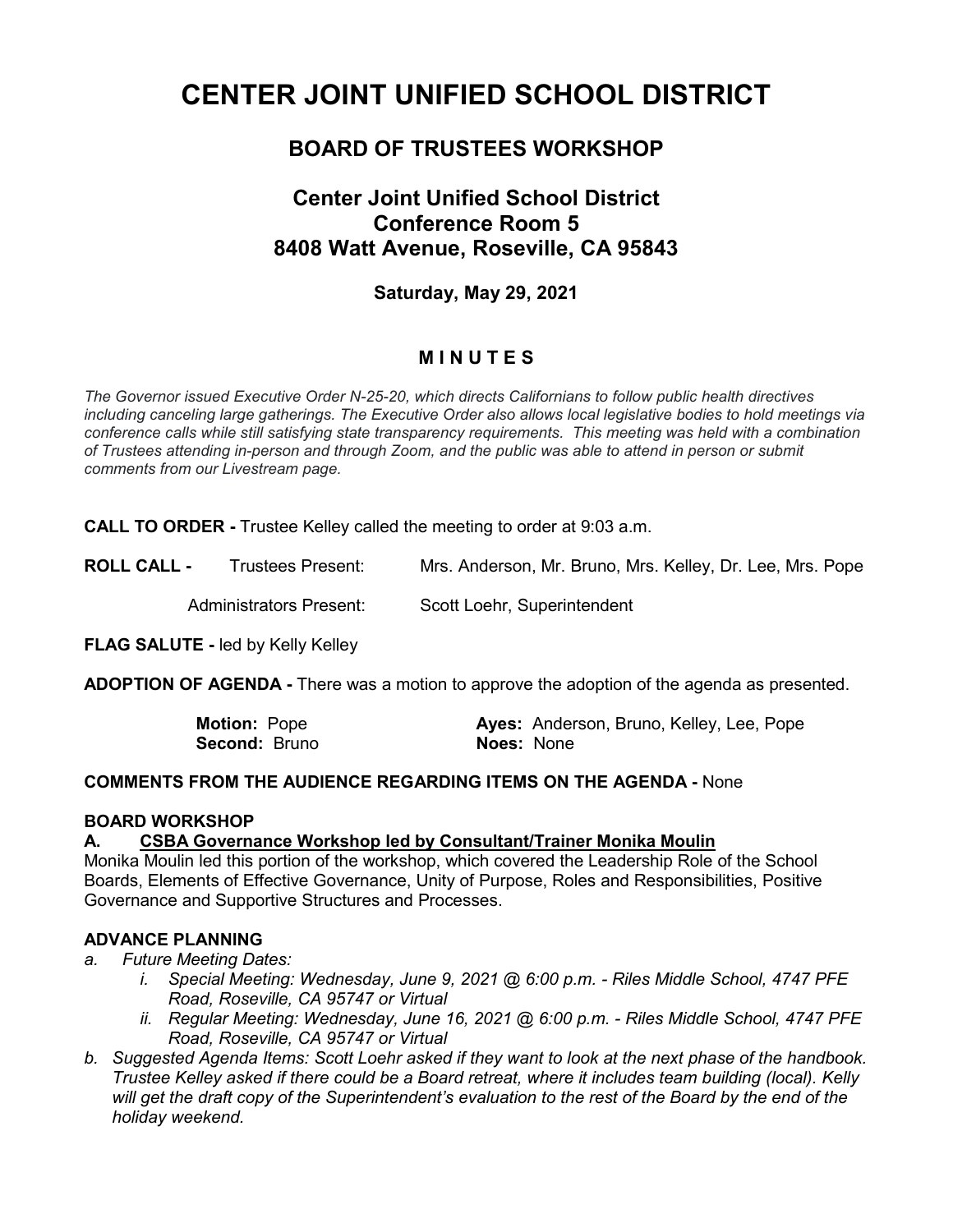# CENTER JOINT UNIFIED SCHOOL DISTRICT

## BOARD OF TRUSTEES WORKSHOP

### Center Joint Unified School District
### Conference Room 5
### 8408 Watt Avenue, Roseville, CA 95843

**Saturday, May 29, 2021**

**M I N U T E S**

*The Governor issued Executive Order N-25-20, which directs Californians to follow public health directives including canceling large gatherings. The Executive Order also allows local legislative bodies to hold meetings via conference calls while still satisfying state transparency requirements. This meeting was held with a combination of Trustees attending in-person and through Zoom, and the public was able to attend in person or submit comments from our Livestream page.*

**CALL TO ORDER -** Trustee Kelley called the meeting to order at 9:03 a.m.

**ROLL CALL -** Trustees Present: Mrs. Anderson, Mr. Bruno, Mrs. Kelley, Dr. Lee, Mrs. Pope

Administrators Present: Scott Loehr, Superintendent

**FLAG SALUTE -** led by Kelly Kelley

**ADOPTION OF AGENDA -** There was a motion to approve the adoption of the agenda as presented.

**Motion:** Pope  
**Second:** Bruno  
**Ayes:** Anderson, Bruno, Kelley, Lee, Pope  
**Noes:** None

**COMMENTS FROM THE AUDIENCE REGARDING ITEMS ON THE AGENDA -** None

**BOARD WORKSHOP**

**A. CSBA Governance Workshop led by Consultant/Trainer Monika Moulin**

Monika Moulin led this portion of the workshop, which covered the Leadership Role of the School Boards, Elements of Effective Governance, Unity of Purpose, Roles and Responsibilities, Positive Governance and Supportive Structures and Processes.

**ADVANCE PLANNING**

*a. Future Meeting Dates:*
   - *i. Special Meeting: Wednesday, June 9, 2021 @ 6:00 p.m. - Riles Middle School, 4747 PFE Road, Roseville, CA 95747 or Virtual*
   - *ii. Regular Meeting: Wednesday, June 16, 2021 @ 6:00 p.m. - Riles Middle School, 4747 PFE Road, Roseville, CA 95747 or Virtual*

*b. Suggested Agenda Items: Scott Loehr asked if they want to look at the next phase of the handbook. Trustee Kelley asked if there could be a Board retreat, where it includes team building (local). Kelly will get the draft copy of the Superintendent's evaluation to the rest of the Board by the end of the holiday weekend.*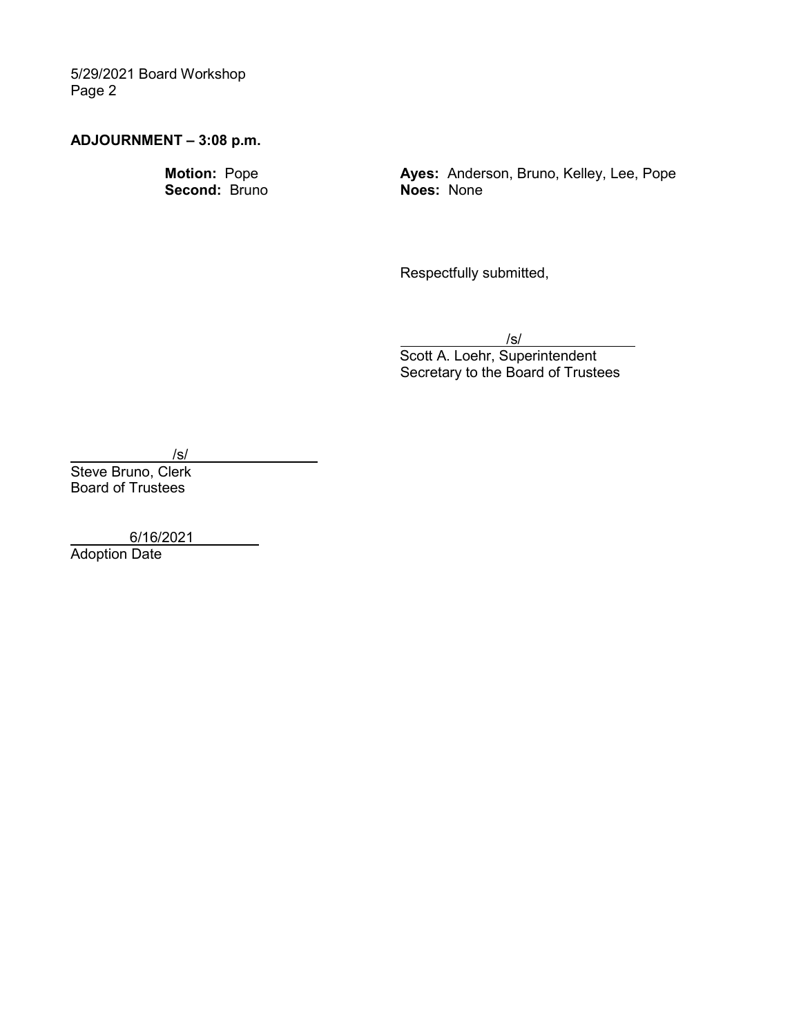## ADJOURNMENT – 3:08 p.m.

**Motion:** Pope
**Second:** Bruno

**Ayes:** Anderson, Bruno, Kelley, Lee, Pope
**Noes:** None

Respectfully submitted,

/s/
Scott A. Loehr, Superintendent
Secretary to the Board of Trustees

/s/
Steve Bruno, Clerk
Board of Trustees

6/16/2021
Adoption Date